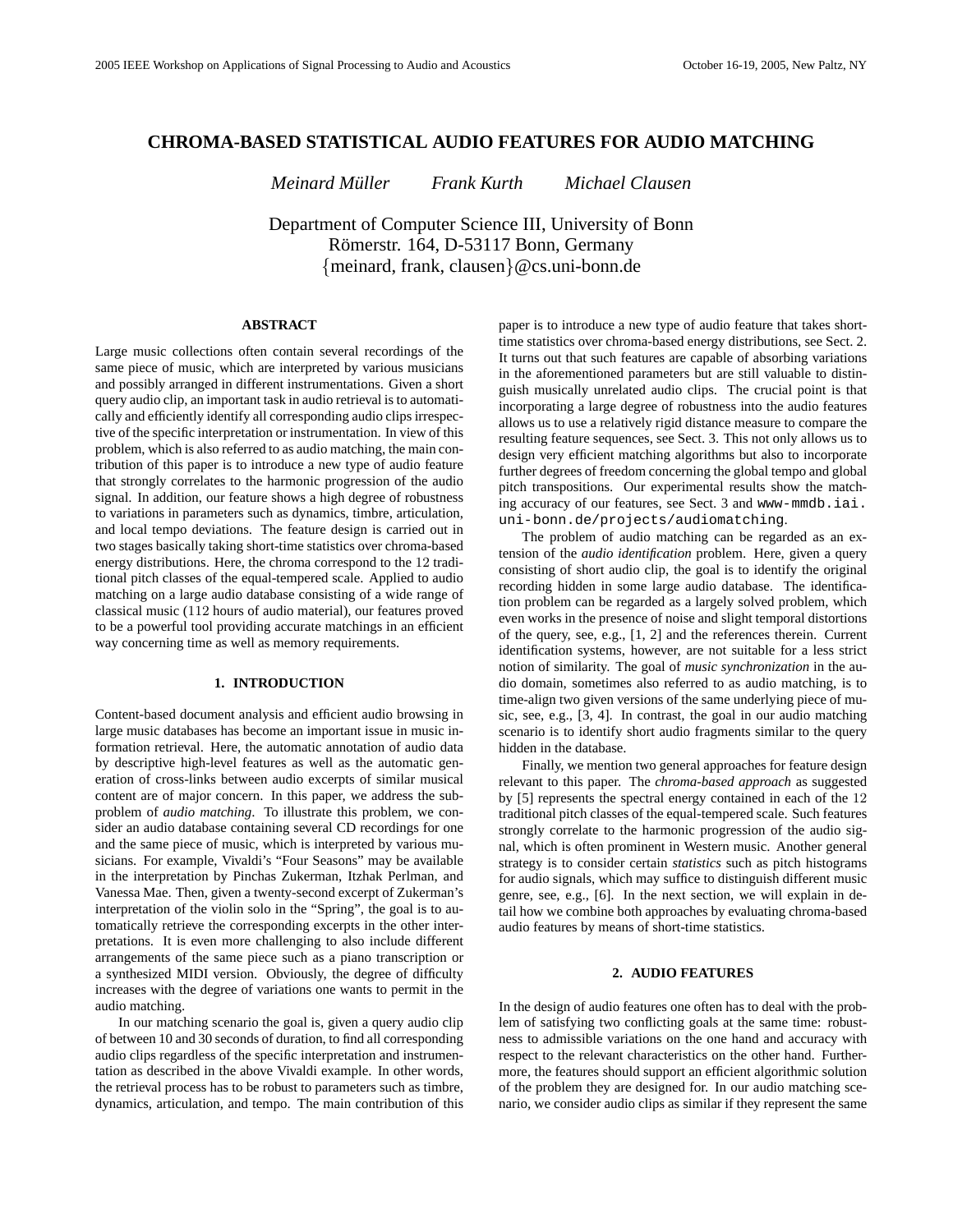# CHROMA-BASED STATISTICAL AUDIO FEATURES FOR AUDIO MATCHING

*Meinard Müller Frank Kurth Michael Clausen*

Department of Computer Science III, University of Bonn
Römerstr. 164, D-53117 Bonn, Germany
{meinard, frank, clausen}@cs.uni-bonn.de

## ABSTRACT

Large music collections often contain several recordings of the same piece of music, which are interpreted by various musicians and possibly arranged in different instrumentations. Given a short query audio clip, an important task in audio retrieval is to automatically and efficiently identify all corresponding audio clips irrespective of the specific interpretation or instrumentation. In view of this problem, which is also referred to as audio matching, the main contribution of this paper is to introduce a new type of audio feature that strongly correlates to the harmonic progression of the audio signal. In addition, our feature shows a high degree of robustness to variations in parameters such as dynamics, timbre, articulation, and local tempo deviations. The feature design is carried out in two stages basically taking short-time statistics over chroma-based energy distributions. Here, the chroma correspond to the 12 traditional pitch classes of the equal-tempered scale. Applied to audio matching on a large audio database consisting of a wide range of classical music (112 hours of audio material), our features proved to be a powerful tool providing accurate matchings in an efficient way concerning time as well as memory requirements.

## 1. INTRODUCTION

Content-based document analysis and efficient audio browsing in large music databases has become an important issue in music information retrieval. Here, the automatic annotation of audio data by descriptive high-level features as well as the automatic generation of cross-links between audio excerpts of similar musical content are of major concern. In this paper, we address the subproblem of *audio matching*. To illustrate this problem, we consider an audio database containing several CD recordings for one and the same piece of music, which is interpreted by various musicians. For example, Vivaldi's "Four Seasons" may be available in the interpretation by Pinchas Zukerman, Itzhak Perlman, and Vanessa Mae. Then, given a twenty-second excerpt of Zukerman's interpretation of the violin solo in the "Spring", the goal is to automatically retrieve the corresponding excerpts in the other interpretations. It is even more challenging to also include different arrangements of the same piece such as a piano transcription or a synthesized MIDI version. Obviously, the degree of difficulty increases with the degree of variations one wants to permit in the audio matching.

In our matching scenario the goal is, given a query audio clip of between 10 and 30 seconds of duration, to find all corresponding audio clips regardless of the specific interpretation and instrumentation as described in the above Vivaldi example. In other words, the retrieval process has to be robust to parameters such as timbre, dynamics, articulation, and tempo. The main contribution of this paper is to introduce a new type of audio feature that takes short-time statistics over chroma-based energy distributions, see Sect. 2. It turns out that such features are capable of absorbing variations in the aforementioned parameters but are still valuable to distinguish musically unrelated audio clips. The crucial point is that incorporating a large degree of robustness into the audio features allows us to use a relatively rigid distance measure to compare the resulting feature sequences, see Sect. 3. This not only allows us to design very efficient matching algorithms but also to incorporate further degrees of freedom concerning the global tempo and global pitch transpositions. Our experimental results show the matching accuracy of our features, see Sect. 3 and `www-mmdb.iai.uni-bonn.de/projects/audiomatching`.

The problem of audio matching can be regarded as an extension of the *audio identification* problem. Here, given a query consisting of short audio clip, the goal is to identify the original recording hidden in some large audio database. The identification problem can be regarded as a largely solved problem, which even works in the presence of noise and slight temporal distortions of the query, see, e.g., [1, 2] and the references therein. Current identification systems, however, are not suitable for a less strict notion of similarity. The goal of *music synchronization* in the audio domain, sometimes also referred to as audio matching, is to time-align two given versions of the same underlying piece of music, see, e.g., [3, 4]. In contrast, the goal in our audio matching scenario is to identify short audio fragments similar to the query hidden in the database.

Finally, we mention two general approaches for feature design relevant to this paper. The *chroma-based approach* as suggested by [5] represents the spectral energy contained in each of the 12 traditional pitch classes of the equal-tempered scale. Such features strongly correlate to the harmonic progression of the audio signal, which is often prominent in Western music. Another general strategy is to consider certain *statistics* such as pitch histograms for audio signals, which may suffice to distinguish different music genre, see, e.g., [6]. In the next section, we will explain in detail how we combine both approaches by evaluating chroma-based audio features by means of short-time statistics.

## 2. AUDIO FEATURES

In the design of audio features one often has to deal with the problem of satisfying two conflicting goals at the same time: robustness to admissible variations on the one hand and accuracy with respect to the relevant characteristics on the other hand. Furthermore, the features should support an efficient algorithmic solution of the problem they are designed for. In our audio matching scenario, we consider audio clips as similar if they represent the same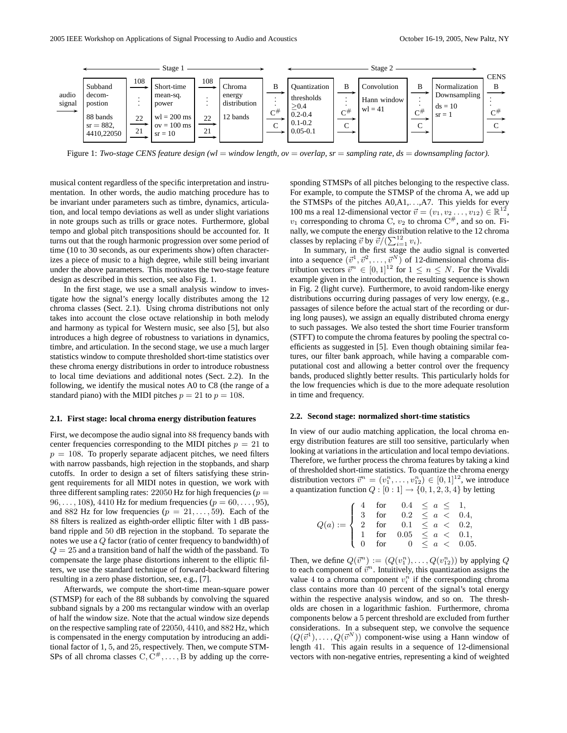Figure 1: *Two-stage CENS feature design (wl = window length, ov = overlap, sr = sampling rate, ds = downsampling factor).*

musical content regardless of the specific interpretation and instrumentation. In other words, the audio matching procedure has to be invariant under parameters such as timbre, dynamics, articulation, and local tempo deviations as well as under slight variations in note groups such as trills or grace notes. Furthermore, global tempo and global pitch transpositions should be accounted for. It turns out that the rough harmonic progression over some period of time (10 to 30 seconds, as our experiments show) often characterizes a piece of music to a high degree, while still being invariant under the above parameters. This motivates the two-stage feature design as described in this section, see also Fig. 1.

In the first stage, we use a small analysis window to investigate how the signal's energy locally distributes among the 12 chroma classes (Sect. 2.1). Using chroma distributions not only takes into account the close octave relationship in both melody and harmony as typical for Western music, see also [5], but also introduces a high degree of robustness to variations in dynamics, timbre, and articulation. In the second stage, we use a much larger statistics window to compute thresholded short-time statistics over these chroma energy distributions in order to introduce robustness to local time deviations and additional notes (Sect. 2.2). In the following, we identify the musical notes A0 to C8 (the range of a standard piano) with the MIDI pitches $p = 21$ to $p = 108$.

### 2.1. First stage: local chroma energy distribution features

First, we decompose the audio signal into $88$ frequency bands with center frequencies corresponding to the MIDI pitches $p = 21$ to $p = 108$. To properly separate adjacent pitches, we need filters with narrow passbands, high rejection in the stopbands, and sharp cutoffs. In order to design a set of filters satisfying these stringent requirements for all MIDI notes in question, we work with three different sampling rates: $22050$ Hz for high frequencies ($p = 96, \ldots, 108$), $4410$ Hz for medium frequencies ($p = 60, \ldots, 95$), and $882$ Hz for low frequencies ($p = 21, \ldots, 59$). Each of the $88$ filters is realized as eighth-order elliptic filter with $1$ dB passband ripple and $50$ dB rejection in the stopband. To separate the notes we use a $Q$ factor (ratio of center frequency to bandwidth) of $Q = 25$ and a transition band of half the width of the passband. To compensate the large phase distortions inherent to the elliptic filters, we use the standard technique of forward-backward filtering resulting in a zero phase distortion, see, e.g., [7].

Afterwards, we compute the short-time mean-square power (STMSP) for each of the 88 subbands by convolving the squared subband signals by a 200 ms rectangular window with an overlap of half the window size. Note that the actual window size depends on the respective sampling rate of $22050$, $4410$, and $882$ Hz, which is compensated in the energy computation by introducing an additional factor of $1$, $5$, and $25$, respectively. Then, we compute STMSPs of all chroma classes $\mathrm{C}, \mathrm{C}^{\#}, \ldots, \mathrm{B}$ by adding up the corresponding STMSPs of all pitches belonging to the respective class. For example, to compute the STMSP of the chroma A, we add up the STMSPs of the pitches A0,A1,. . .,A7. This yields for every 100 ms a real 12-dimensional vector $\vec{v} = (v_1, v_2 \ldots, v_{12}) \in \mathbb{R}^{12}$, $v_1$ corresponding to chroma $\mathrm{C}$, $v_2$ to chroma $\mathrm{C}^{\#}$, and so on. Finally, we compute the energy distribution relative to the 12 chroma classes by replacing $\vec{v}$ by $\vec{v}/(\sum_{i=1}^{12} v_i)$.

In summary, in the first stage the audio signal is converted into a sequence $(\vec{v}^1, \vec{v}^2, \ldots, \vec{v}^N)$ of 12-dimensional chroma distribution vectors $\vec{v}^n \in [0,1]^{12}$ for $1 \leq n \leq N$. For the Vivaldi example given in the introduction, the resulting sequence is shown in Fig. 2 (light curve). Furthermore, to avoid random-like energy distributions occurring during passages of very low energy, (e.g., passages of silence before the actual start of the recording or during long pauses), we assign an equally distributed chroma energy to such passages. We also tested the short time Fourier transform (STFT) to compute the chroma features by pooling the spectral coefficients as suggested in [5]. Even though obtaining similar features, our filter bank approach, while having a comparable computational cost and allowing a better control over the frequency bands, produced slightly better results. This particularly holds for the low frequencies which is due to the more adequate resolution in time and frequency.

### 2.2. Second stage: normalized short-time statistics

In view of our audio matching application, the local chroma energy distribution features are still too sensitive, particularly when looking at variations in the articulation and local tempo deviations. Therefore, we further process the chroma features by taking a kind of thresholded short-time statistics. To quantize the chroma energy distribution vectors $\vec{v}^n = (v_1^n, \ldots, v_{12}^n) \in [0,1]^{12}$, we introduce a quantization function $Q : [0:1] \to \{0,1,2,3,4\}$ by letting

$$Q(a) := \begin{cases} 4 & \text{for} \quad 0.4 \leq a \leq 1, \\ 3 & \text{for} \quad 0.2 \leq a < 0.4, \\ 2 & \text{for} \quad 0.1 \leq a < 0.2, \\ 1 & \text{for} \quad 0.05 \leq a < 0.1, \\ 0 & \text{for} \quad 0 \leq a < 0.05. \end{cases}$$

Then, we define $Q(\vec{v}^n) := (Q(v_1^n), \ldots, Q(v_{12}^n))$ by applying $Q$ to each component of $\vec{v}^n$. Intuitively, this quantization assigns the value $4$ to a chroma component $v_i^n$ if the corresponding chroma class contains more than $40$ percent of the signal's total energy within the respective analysis window, and so on. The thresholds are chosen in a logarithmic fashion. Furthermore, chroma components below a $5$ percent threshold are excluded from further considerations. In a subsequent step, we convolve the sequence $(Q(\vec{v}^1), \ldots, Q(\vec{v}^N))$ component-wise using a Hann window of length $41$. This again results in a sequence of $12$-dimensional vectors with non-negative entries, representing a kind of weighted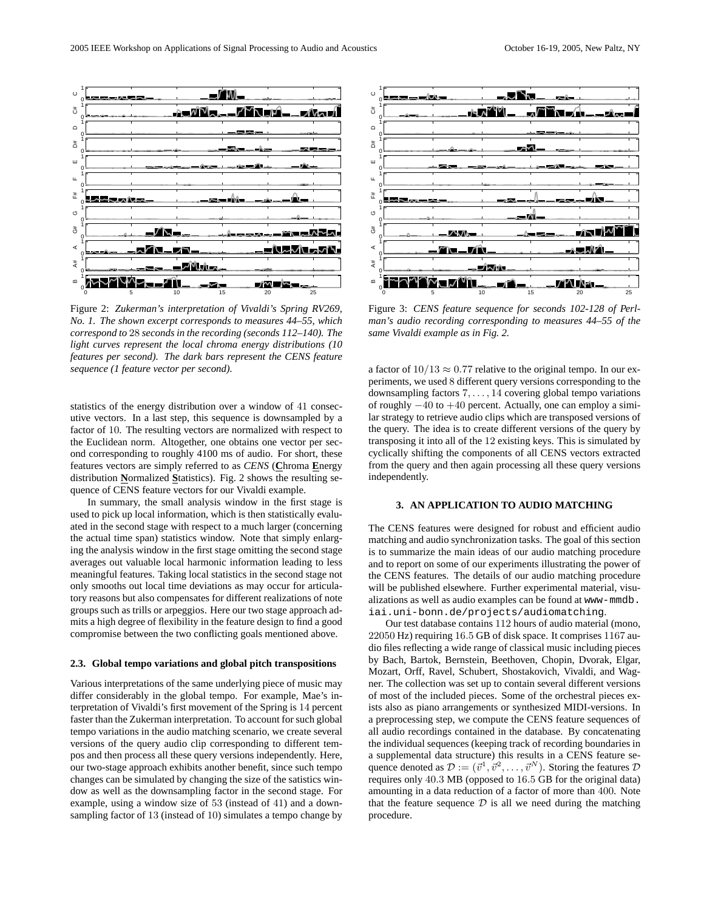Figure 2: *Zukerman's interpretation of Vivaldi's Spring RV269, No. 1. The shown excerpt corresponds to measures 44–55, which correspond to $28$ seconds in the recording (seconds 112–140). The light curves represent the local chroma energy distributions (10 features per second). The dark bars represent the CENS feature sequence (1 feature vector per second).*

Figure 3: *CENS feature sequence for seconds 102-128 of Perlman's audio recording corresponding to measures 44–55 of the same Vivaldi example as in Fig. 2.*

statistics of the energy distribution over a window of $41$ consecutive vectors. In a last step, this sequence is downsampled by a factor of $10$. The resulting vectors are normalized with respect to the Euclidean norm. Altogether, one obtains one vector per second corresponding to roughly 4100 ms of audio. For short, these features vectors are simply referred to as *CENS* (**C**hroma **E**nergy distribution **N**ormalized **S**tatistics). Fig. 2 shows the resulting sequence of CENS feature vectors for our Vivaldi example.

In summary, the small analysis window in the first stage is used to pick up local information, which is then statistically evaluated in the second stage with respect to a much larger (concerning the actual time span) statistics window. Note that simply enlarging the analysis window in the first stage omitting the second stage averages out valuable local harmonic information leading to less meaningful features. Taking local statistics in the second stage not only smooths out local time deviations as may occur for articulatory reasons but also compensates for different realizations of note groups such as trills or arpeggios. Here our two stage approach admits a high degree of flexibility in the feature design to find a good compromise between the two conflicting goals mentioned above.

### 2.3. Global tempo variations and global pitch transpositions

Various interpretations of the same underlying piece of music may differ considerably in the global tempo. For example, Mae's interpretation of Vivaldi's first movement of the Spring is $14$ percent faster than the Zukerman interpretation. To account for such global tempo variations in the audio matching scenario, we create several versions of the query audio clip corresponding to different tempos and then process all these query versions independently. Here, our two-stage approach exhibits another benefit, since such tempo changes can be simulated by changing the size of the satistics window as well as the downsampling factor in the second stage. For example, using a window size of $53$ (instead of $41$) and a downsampling factor of $13$ (instead of $10$) simulates a tempo change by a factor of $10/13 \approx 0.77$ relative to the original tempo. In our experiments, we used $8$ different query versions corresponding to the downsampling factors $7, \ldots, 14$ covering global tempo variations of roughly $-40$ to $+40$ percent. Actually, one can employ a similar strategy to retrieve audio clips which are transposed versions of the query. The idea is to create different versions of the query by transposing it into all of the $12$ existing keys. This is simulated by cyclically shifting the components of all CENS vectors extracted from the query and then again processing all these query versions independently.

## 3. AN APPLICATION TO AUDIO MATCHING

The CENS features were designed for robust and efficient audio matching and audio synchronization tasks. The goal of this section is to summarize the main ideas of our audio matching procedure and to report on some of our experiments illustrating the power of the CENS features. The details of our audio matching procedure will be published elsewhere. Further experimental material, visualizations as well as audio examples can be found at `www-mmdb.iai.uni-bonn.de/projects/audiomatching`.

Our test database contains $112$ hours of audio material (mono, $22050$ Hz) requiring $16.5$ GB of disk space. It comprises $1167$ audio files reflecting a wide range of classical music including pieces by Bach, Bartok, Bernstein, Beethoven, Chopin, Dvorak, Elgar, Mozart, Orff, Ravel, Schubert, Shostakovich, Vivaldi, and Wagner. The collection was set up to contain several different versions of most of the included pieces. Some of the orchestral pieces exists also as piano arrangements or synthesized MIDI-versions. In a preprocessing step, we compute the CENS feature sequences of all audio recordings contained in the database. By concatenating the individual sequences (keeping track of recording boundaries in a supplemental data structure) this results in a CENS feature sequence denoted as $\mathcal{D} := (\vec{v}^1, \vec{v}^2, \ldots, \vec{v}^N)$. Storing the features $\mathcal{D}$ requires only $40.3$ MB (opposed to $16.5$ GB for the original data) amounting in a data reduction of a factor of more than $400$. Note that the feature sequence $\mathcal{D}$ is all we need during the matching procedure.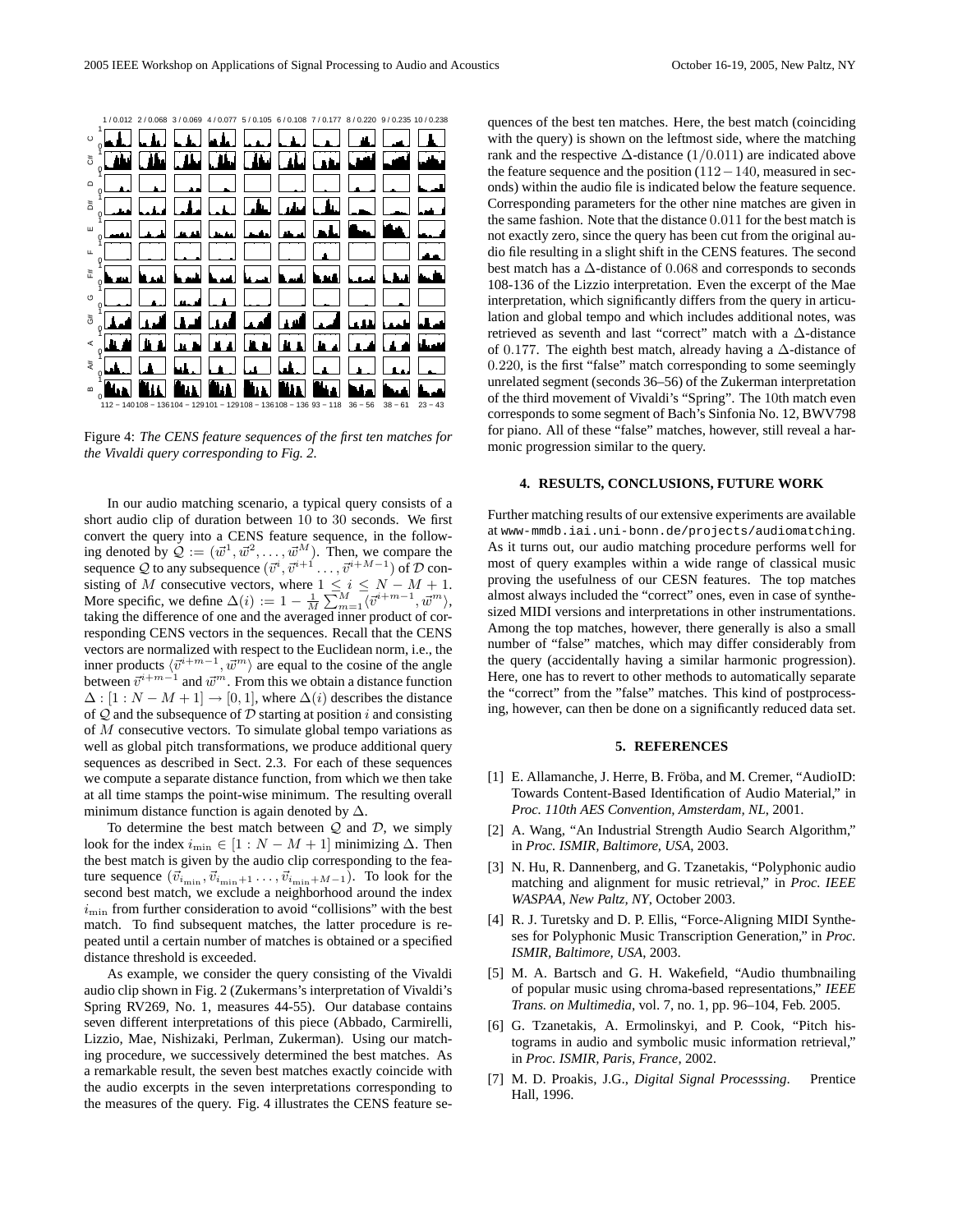1 / 0.012 2 / 0.068 3 / 0.069 4 / 0.077 5 / 0.105 6 / 0.108 7 / 0.177 8 / 0.220 9 / 0.235 10 / 0.238

C C# D D# E F F# G G# A A# B

112 − 140 108 − 136 104 − 129 101 − 129 108 − 136 108 − 136 93 − 118 36 − 56 38 − 61 23 − 43

Figure 4: *The CENS feature sequences of the first ten matches for the Vivaldi query corresponding to Fig. 2.*

In our audio matching scenario, a typical query consists of a short audio clip of duration between 10 to 30 seconds. We first convert the query into a CENS feature sequence, in the following denoted by $\mathcal{Q} := (\vec{w}^1, \vec{w}^2, \ldots, \vec{w}^M)$. Then, we compare the sequence $\mathcal{Q}$ to any subsequence $(\vec{v}^i, \vec{v}^{i+1} \ldots, \vec{v}^{i+M-1})$ of $\mathcal{D}$ consisting of $M$ consecutive vectors, where $1 \leq i \leq N - M + 1$. More specific, we define $\Delta(i) := 1 - \frac{1}{M}\sum_{m=1}^{M}\langle \vec{v}^{i+m-1}, \vec{w}^m \rangle$, taking the difference of one and the averaged inner product of corresponding CENS vectors in the sequences. Recall that the CENS vectors are normalized with respect to the Euclidean norm, i.e., the inner products $\langle \vec{v}^{i+m-1}, \vec{w}^m \rangle$ are equal to the cosine of the angle between $\vec{v}^{i+m-1}$ and $\vec{w}^m$. From this we obtain a distance function $\Delta : [1 : N - M + 1] \rightarrow [0, 1]$, where $\Delta(i)$ describes the distance of $\mathcal{Q}$ and the subsequence of $\mathcal{D}$ starting at position $i$ and consisting of $M$ consecutive vectors. To simulate global tempo variations as well as global pitch transformations, we produce additional query sequences as described in Sect. 2.3. For each of these sequences we compute a separate distance function, from which we then take at all time stamps the point-wise minimum. The resulting overall minimum distance function is again denoted by $\Delta$.

To determine the best match between $\mathcal{Q}$ and $\mathcal{D}$, we simply look for the index $i_{\min} \in [1 : N - M + 1]$ minimizing $\Delta$. Then the best match is given by the audio clip corresponding to the feature sequence $(\vec{v}_{i_{\min}}, \vec{v}_{i_{\min}+1} \ldots, \vec{v}_{i_{\min}+M-1})$. To look for the second best match, we exclude a neighborhood around the index $i_{\min}$ from further consideration to avoid "collisions" with the best match. To find subsequent matches, the latter procedure is repeated until a certain number of matches is obtained or a specified distance threshold is exceeded.

As example, we consider the query consisting of the Vivaldi audio clip shown in Fig. 2 (Zukermans's interpretation of Vivaldi's Spring RV269, No. 1, measures 44-55). Our database contains seven different interpretations of this piece (Abbado, Carmirelli, Lizzio, Mae, Nishizaki, Perlman, Zukerman). Using our matching procedure, we successively determined the best matches. As a remarkable result, the seven best matches exactly coincide with the audio excerpts in the seven interpretations corresponding to the measures of the query. Fig. 4 illustrates the CENS feature sequences of the best ten matches. Here, the best match (coinciding with the query) is shown on the leftmost side, where the matching rank and the respective $\Delta$-distance ($1/0.011$) are indicated above the feature sequence and the position ($112-140$, measured in seconds) within the audio file is indicated below the feature sequence. Corresponding parameters for the other nine matches are given in the same fashion. Note that the distance $0.011$ for the best match is not exactly zero, since the query has been cut from the original audio file resulting in a slight shift in the CENS features. The second best match has a $\Delta$-distance of $0.068$ and corresponds to seconds 108-136 of the Lizzio interpretation. Even the excerpt of the Mae interpretation, which significantly differs from the query in articulation and global tempo and which includes additional notes, was retrieved as seventh and last "correct" match with a $\Delta$-distance of $0.177$. The eighth best match, already having a $\Delta$-distance of $0.220$, is the first "false" match corresponding to some seemingly unrelated segment (seconds 36–56) of the Zukerman interpretation of the third movement of Vivaldi's "Spring". The 10th match even corresponds to some segment of Bach's Sinfonia No. 12, BWV798 for piano. All of these "false" matches, however, still reveal a harmonic progression similar to the query.

## 4. RESULTS, CONCLUSIONS, FUTURE WORK

Further matching results of our extensive experiments are available at `www-mmdb.iai.uni-bonn.de/projects/audiomatching`. As it turns out, our audio matching procedure performs well for most of query examples within a wide range of classical music proving the usefulness of our CESN features. The top matches almost always included the "correct" ones, even in case of synthesized MIDI versions and interpretations in other instrumentations. Among the top matches, however, there generally is also a small number of "false" matches, which may differ considerably from the query (accidentally having a similar harmonic progression). Here, one has to revert to other methods to automatically separate the "correct" from the "false" matches. This kind of postprocessing, however, can then be done on a significantly reduced data set.

## 5. REFERENCES

[1] E. Allamanche, J. Herre, B. Fröba, and M. Cremer, "AudioID: Towards Content-Based Identification of Audio Material," in *Proc. 110th AES Convention, Amsterdam, NL*, 2001.

[2] A. Wang, "An Industrial Strength Audio Search Algorithm," in *Proc. ISMIR, Baltimore, USA*, 2003.

[3] N. Hu, R. Dannenberg, and G. Tzanetakis, "Polyphonic audio matching and alignment for music retrieval," in *Proc. IEEE WASPAA, New Paltz, NY*, October 2003.

[4] R. J. Turetsky and D. P. Ellis, "Force-Aligning MIDI Syntheses for Polyphonic Music Transcription Generation," in *Proc. ISMIR, Baltimore, USA*, 2003.

[5] M. A. Bartsch and G. H. Wakefield, "Audio thumbnailing of popular music using chroma-based representations," *IEEE Trans. on Multimedia*, vol. 7, no. 1, pp. 96–104, Feb. 2005.

[6] G. Tzanetakis, A. Ermolinskyi, and P. Cook, "Pitch histograms in audio and symbolic music information retrieval," in *Proc. ISMIR, Paris, France*, 2002.

[7] M. D. Proakis, J.G., *Digital Signal Processsing*. Prentice Hall, 1996.